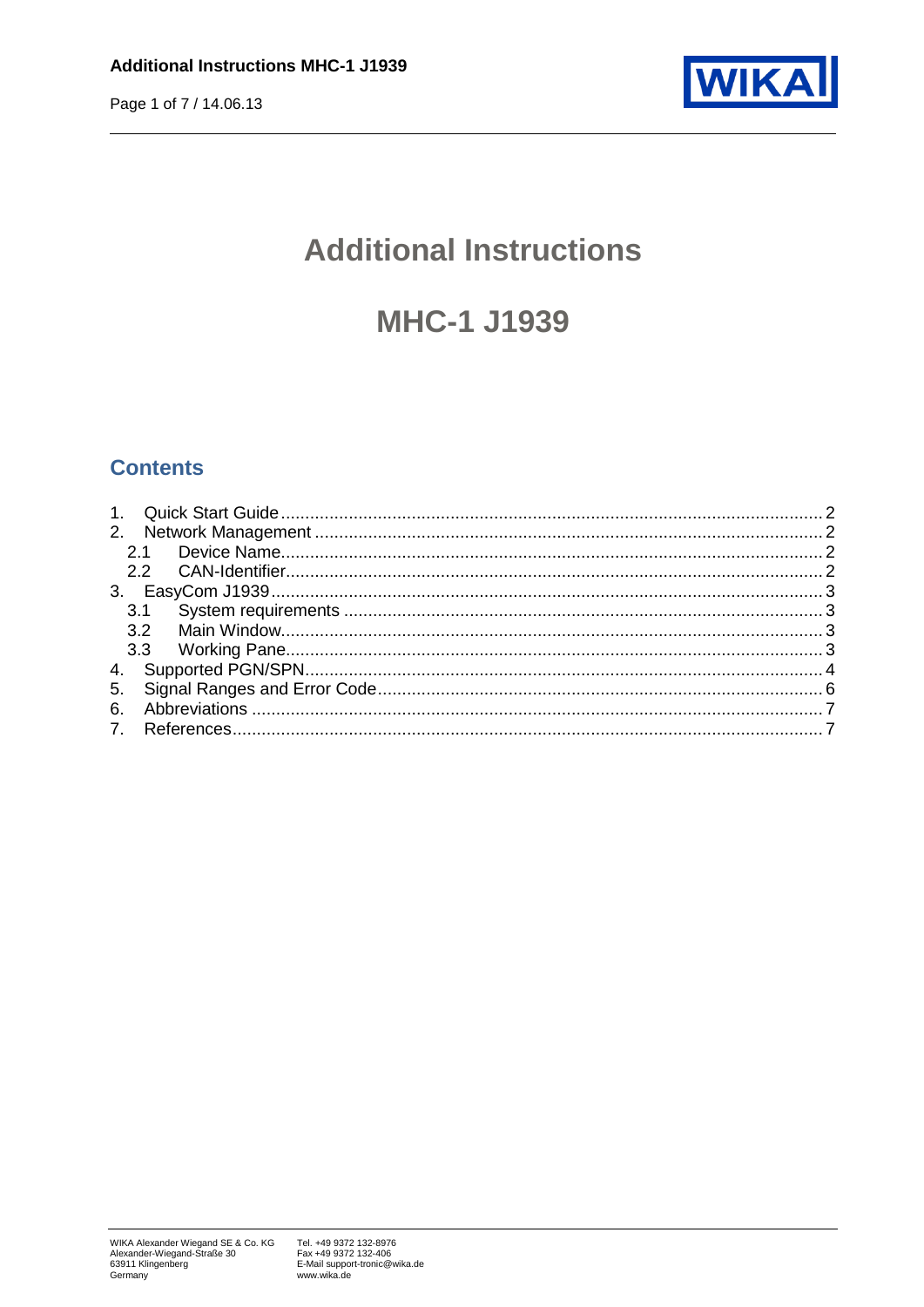# Additional Instructions

# MHC-1 J1939

## Contents

1. Quick Start Guide ..... 2
2. Network Management ..... 2
   - 2.1 Device Name ..... 2
   - 2.2 CAN-Identifier ..... 2
3. EasyCom J1939 ..... 3
   - 3.1 System requirements ..... 3
   - 3.2 Main Window ..... 3
   - 3.3 Working Pane ..... 3
4. Supported PGN/SPN ..... 4
5. Signal Ranges and Error Code ..... 6
6. Abbreviations ..... 7
7. References ..... 7

WIKA Alexander Wiegand SE & Co. KG
Alexander-Wiegand-Straße 30
63911 Klingenberg
Germany

Tel. +49 9372 132-8976
Fax +49 9372 132-406
E-Mail support-tronic@wika.de
www.wika.de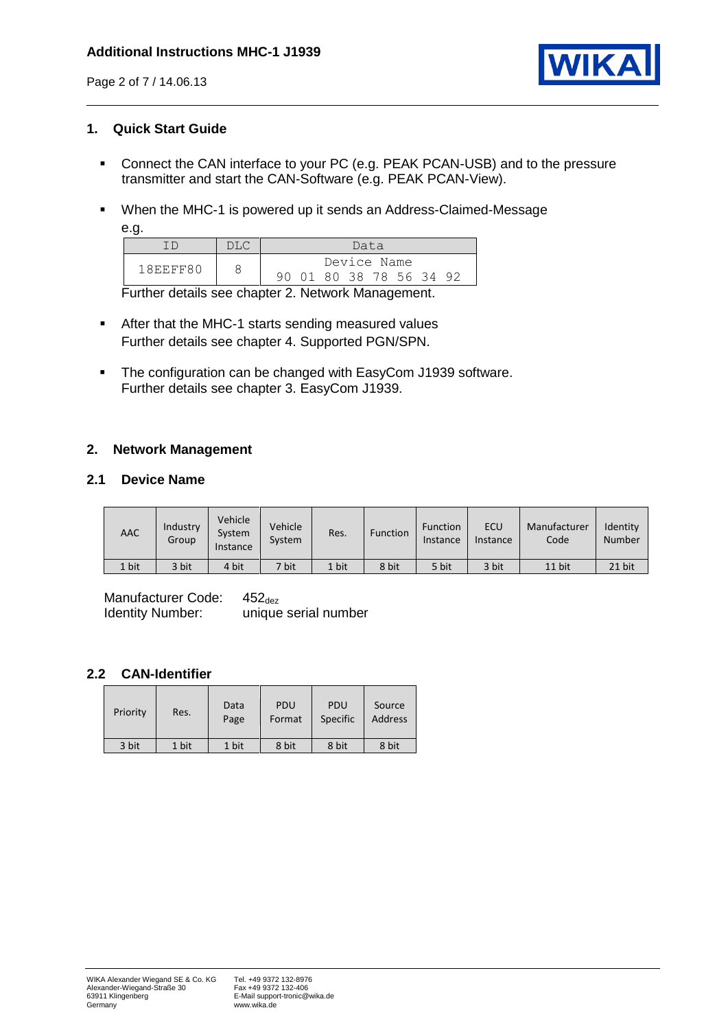## 1. Quick Start Guide

- Connect the CAN interface to your PC (e.g. PEAK PCAN-USB) and to the pressure transmitter and start the CAN-Software (e.g. PEAK PCAN-View).

- When the MHC-1 is powered up it sends an Address-Claimed-Message e.g.

| ID | DLC | Data |
|---|---|---|
| 18EEFF80 | 8 | Device Name<br>90 01 80 38 78 56 34 92 |

  Further details see chapter 2. Network Management.

- After that the MHC-1 starts sending measured values
  Further details see chapter 4. Supported PGN/SPN.

- The configuration can be changed with EasyCom J1939 software.
  Further details see chapter 3. EasyCom J1939.

## 2. Network Management

### 2.1 Device Name

| AAC | Industry Group | Vehicle System Instance | Vehicle System | Res. | Function | Function Instance | ECU Instance | Manufacturer Code | Identity Number |
|---|---|---|---|---|---|---|---|---|---|
| 1 bit | 3 bit | 4 bit | 7 bit | 1 bit | 8 bit | 5 bit | 3 bit | 11 bit | 21 bit |

Manufacturer Code: $452_{dez}$
Identity Number: unique serial number

### 2.2 CAN-Identifier

| Priority | Res. | Data Page | PDU Format | PDU Specific | Source Address |
|---|---|---|---|---|---|
| 3 bit | 1 bit | 1 bit | 8 bit | 8 bit | 8 bit |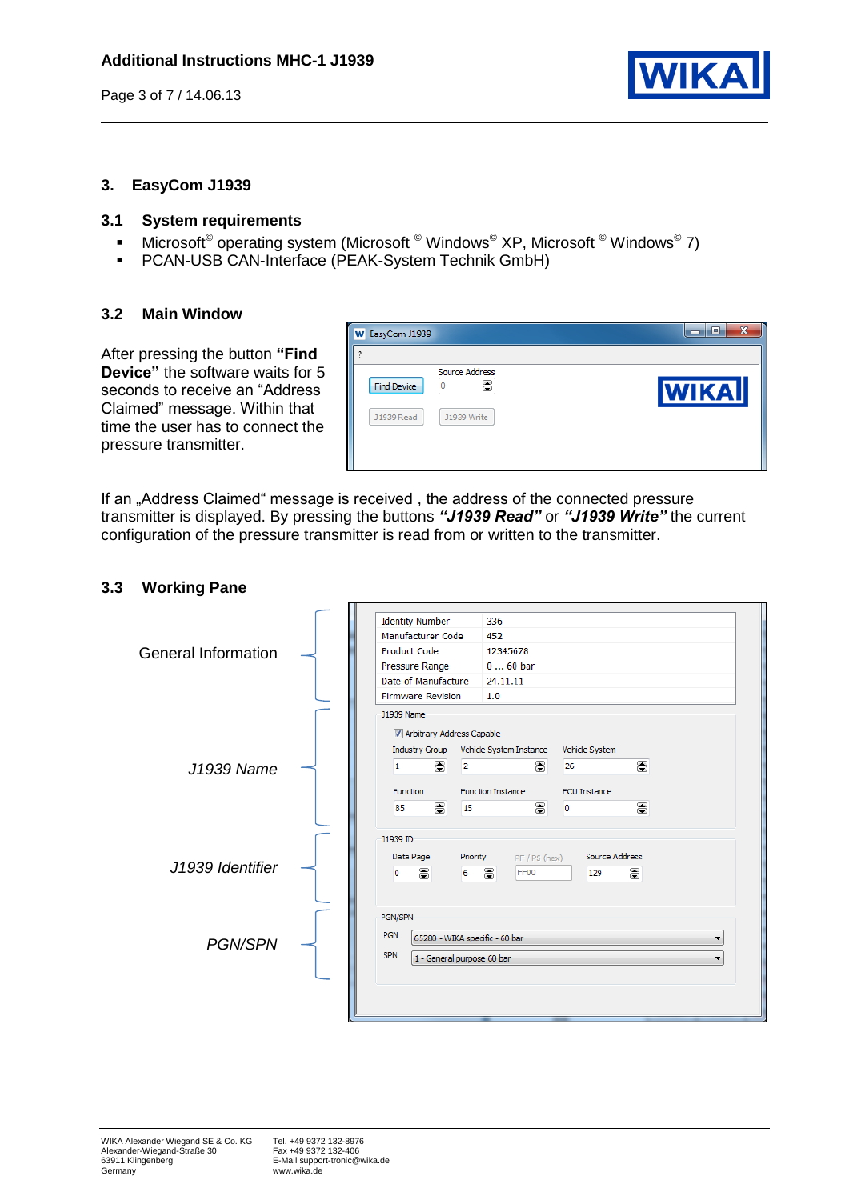## 3. EasyCom J1939

### 3.1 System requirements

- Microsoft© operating system (Microsoft © Windows© XP, Microsoft © Windows© 7)
- PCAN-USB CAN-Interface (PEAK-System Technik GmbH)

### 3.2 Main Window

After pressing the button **"Find Device"** the software waits for 5 seconds to receive an "Address Claimed" message. Within that time the user has to connect the pressure transmitter.

If an „Address Claimed" message is received , the address of the connected pressure transmitter is displayed. By pressing the buttons ***"J1939 Read"*** or ***"J1939 Write"*** the current configuration of the pressure transmitter is read from or written to the transmitter.

### 3.3 Working Pane

General Information

*J1939 Name*

*J1939 Identifier*

*PGN/SPN*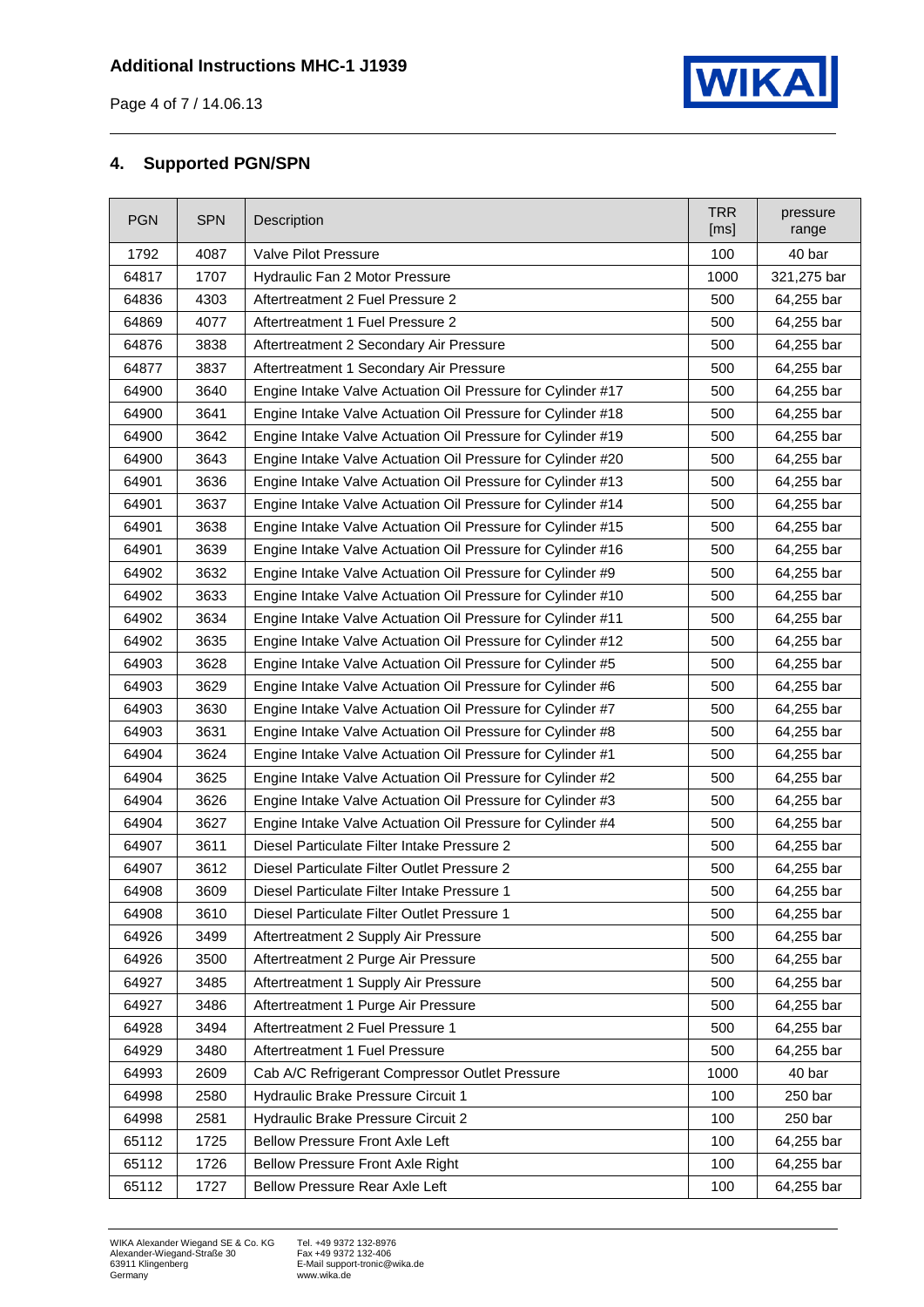## 4. Supported PGN/SPN

| PGN | SPN | Description | TRR [ms] | pressure range |
|---|---|---|---|---|
| 1792 | 4087 | Valve Pilot Pressure | 100 | 40 bar |
| 64817 | 1707 | Hydraulic Fan 2 Motor Pressure | 1000 | 321,275 bar |
| 64836 | 4303 | Aftertreatment 2 Fuel Pressure 2 | 500 | 64,255 bar |
| 64869 | 4077 | Aftertreatment 1 Fuel Pressure 2 | 500 | 64,255 bar |
| 64876 | 3838 | Aftertreatment 2 Secondary Air Pressure | 500 | 64,255 bar |
| 64877 | 3837 | Aftertreatment 1 Secondary Air Pressure | 500 | 64,255 bar |
| 64900 | 3640 | Engine Intake Valve Actuation Oil Pressure for Cylinder #17 | 500 | 64,255 bar |
| 64900 | 3641 | Engine Intake Valve Actuation Oil Pressure for Cylinder #18 | 500 | 64,255 bar |
| 64900 | 3642 | Engine Intake Valve Actuation Oil Pressure for Cylinder #19 | 500 | 64,255 bar |
| 64900 | 3643 | Engine Intake Valve Actuation Oil Pressure for Cylinder #20 | 500 | 64,255 bar |
| 64901 | 3636 | Engine Intake Valve Actuation Oil Pressure for Cylinder #13 | 500 | 64,255 bar |
| 64901 | 3637 | Engine Intake Valve Actuation Oil Pressure for Cylinder #14 | 500 | 64,255 bar |
| 64901 | 3638 | Engine Intake Valve Actuation Oil Pressure for Cylinder #15 | 500 | 64,255 bar |
| 64901 | 3639 | Engine Intake Valve Actuation Oil Pressure for Cylinder #16 | 500 | 64,255 bar |
| 64902 | 3632 | Engine Intake Valve Actuation Oil Pressure for Cylinder #9 | 500 | 64,255 bar |
| 64902 | 3633 | Engine Intake Valve Actuation Oil Pressure for Cylinder #10 | 500 | 64,255 bar |
| 64902 | 3634 | Engine Intake Valve Actuation Oil Pressure for Cylinder #11 | 500 | 64,255 bar |
| 64902 | 3635 | Engine Intake Valve Actuation Oil Pressure for Cylinder #12 | 500 | 64,255 bar |
| 64903 | 3628 | Engine Intake Valve Actuation Oil Pressure for Cylinder #5 | 500 | 64,255 bar |
| 64903 | 3629 | Engine Intake Valve Actuation Oil Pressure for Cylinder #6 | 500 | 64,255 bar |
| 64903 | 3630 | Engine Intake Valve Actuation Oil Pressure for Cylinder #7 | 500 | 64,255 bar |
| 64903 | 3631 | Engine Intake Valve Actuation Oil Pressure for Cylinder #8 | 500 | 64,255 bar |
| 64904 | 3624 | Engine Intake Valve Actuation Oil Pressure for Cylinder #1 | 500 | 64,255 bar |
| 64904 | 3625 | Engine Intake Valve Actuation Oil Pressure for Cylinder #2 | 500 | 64,255 bar |
| 64904 | 3626 | Engine Intake Valve Actuation Oil Pressure for Cylinder #3 | 500 | 64,255 bar |
| 64904 | 3627 | Engine Intake Valve Actuation Oil Pressure for Cylinder #4 | 500 | 64,255 bar |
| 64907 | 3611 | Diesel Particulate Filter Intake Pressure 2 | 500 | 64,255 bar |
| 64907 | 3612 | Diesel Particulate Filter Outlet Pressure 2 | 500 | 64,255 bar |
| 64908 | 3609 | Diesel Particulate Filter Intake Pressure 1 | 500 | 64,255 bar |
| 64908 | 3610 | Diesel Particulate Filter Outlet Pressure 1 | 500 | 64,255 bar |
| 64926 | 3499 | Aftertreatment 2 Supply Air Pressure | 500 | 64,255 bar |
| 64926 | 3500 | Aftertreatment 2 Purge Air Pressure | 500 | 64,255 bar |
| 64927 | 3485 | Aftertreatment 1 Supply Air Pressure | 500 | 64,255 bar |
| 64927 | 3486 | Aftertreatment 1 Purge Air Pressure | 500 | 64,255 bar |
| 64928 | 3494 | Aftertreatment 2 Fuel Pressure 1 | 500 | 64,255 bar |
| 64929 | 3480 | Aftertreatment 1 Fuel Pressure | 500 | 64,255 bar |
| 64993 | 2609 | Cab A/C Refrigerant Compressor Outlet Pressure | 1000 | 40 bar |
| 64998 | 2580 | Hydraulic Brake Pressure Circuit 1 | 100 | 250 bar |
| 64998 | 2581 | Hydraulic Brake Pressure Circuit 2 | 100 | 250 bar |
| 65112 | 1725 | Bellow Pressure Front Axle Left | 100 | 64,255 bar |
| 65112 | 1726 | Bellow Pressure Front Axle Right | 100 | 64,255 bar |
| 65112 | 1727 | Bellow Pressure Rear Axle Left | 100 | 64,255 bar |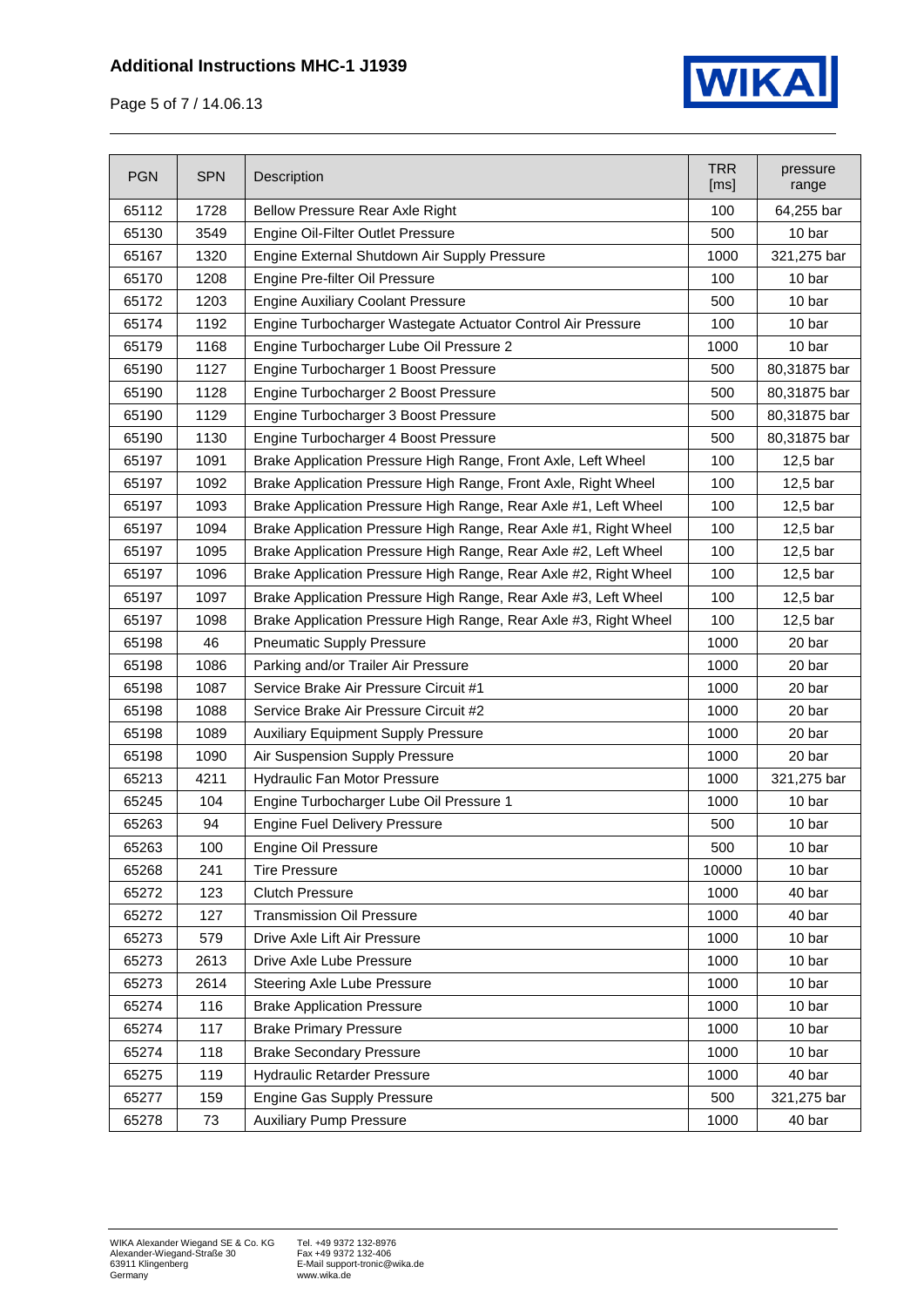| PGN | SPN | Description | TRR [ms] | pressure range |
|---|---|---|---|---|
| 65112 | 1728 | Bellow Pressure Rear Axle Right | 100 | 64,255 bar |
| 65130 | 3549 | Engine Oil-Filter Outlet Pressure | 500 | 10 bar |
| 65167 | 1320 | Engine External Shutdown Air Supply Pressure | 1000 | 321,275 bar |
| 65170 | 1208 | Engine Pre-filter Oil Pressure | 100 | 10 bar |
| 65172 | 1203 | Engine Auxiliary Coolant Pressure | 500 | 10 bar |
| 65174 | 1192 | Engine Turbocharger Wastegate Actuator Control Air Pressure | 100 | 10 bar |
| 65179 | 1168 | Engine Turbocharger Lube Oil Pressure 2 | 1000 | 10 bar |
| 65190 | 1127 | Engine Turbocharger 1 Boost Pressure | 500 | 80,31875 bar |
| 65190 | 1128 | Engine Turbocharger 2 Boost Pressure | 500 | 80,31875 bar |
| 65190 | 1129 | Engine Turbocharger 3 Boost Pressure | 500 | 80,31875 bar |
| 65190 | 1130 | Engine Turbocharger 4 Boost Pressure | 500 | 80,31875 bar |
| 65197 | 1091 | Brake Application Pressure High Range, Front Axle, Left Wheel | 100 | 12,5 bar |
| 65197 | 1092 | Brake Application Pressure High Range, Front Axle, Right Wheel | 100 | 12,5 bar |
| 65197 | 1093 | Brake Application Pressure High Range, Rear Axle #1, Left Wheel | 100 | 12,5 bar |
| 65197 | 1094 | Brake Application Pressure High Range, Rear Axle #1, Right Wheel | 100 | 12,5 bar |
| 65197 | 1095 | Brake Application Pressure High Range, Rear Axle #2, Left Wheel | 100 | 12,5 bar |
| 65197 | 1096 | Brake Application Pressure High Range, Rear Axle #2, Right Wheel | 100 | 12,5 bar |
| 65197 | 1097 | Brake Application Pressure High Range, Rear Axle #3, Left Wheel | 100 | 12,5 bar |
| 65197 | 1098 | Brake Application Pressure High Range, Rear Axle #3, Right Wheel | 100 | 12,5 bar |
| 65198 | 46 | Pneumatic Supply Pressure | 1000 | 20 bar |
| 65198 | 1086 | Parking and/or Trailer Air Pressure | 1000 | 20 bar |
| 65198 | 1087 | Service Brake Air Pressure Circuit #1 | 1000 | 20 bar |
| 65198 | 1088 | Service Brake Air Pressure Circuit #2 | 1000 | 20 bar |
| 65198 | 1089 | Auxiliary Equipment Supply Pressure | 1000 | 20 bar |
| 65198 | 1090 | Air Suspension Supply Pressure | 1000 | 20 bar |
| 65213 | 4211 | Hydraulic Fan Motor Pressure | 1000 | 321,275 bar |
| 65245 | 104 | Engine Turbocharger Lube Oil Pressure 1 | 1000 | 10 bar |
| 65263 | 94 | Engine Fuel Delivery Pressure | 500 | 10 bar |
| 65263 | 100 | Engine Oil Pressure | 500 | 10 bar |
| 65268 | 241 | Tire Pressure | 10000 | 10 bar |
| 65272 | 123 | Clutch Pressure | 1000 | 40 bar |
| 65272 | 127 | Transmission Oil Pressure | 1000 | 40 bar |
| 65273 | 579 | Drive Axle Lift Air Pressure | 1000 | 10 bar |
| 65273 | 2613 | Drive Axle Lube Pressure | 1000 | 10 bar |
| 65273 | 2614 | Steering Axle Lube Pressure | 1000 | 10 bar |
| 65274 | 116 | Brake Application Pressure | 1000 | 10 bar |
| 65274 | 117 | Brake Primary Pressure | 1000 | 10 bar |
| 65274 | 118 | Brake Secondary Pressure | 1000 | 10 bar |
| 65275 | 119 | Hydraulic Retarder Pressure | 1000 | 40 bar |
| 65277 | 159 | Engine Gas Supply Pressure | 500 | 321,275 bar |
| 65278 | 73 | Auxiliary Pump Pressure | 1000 | 40 bar |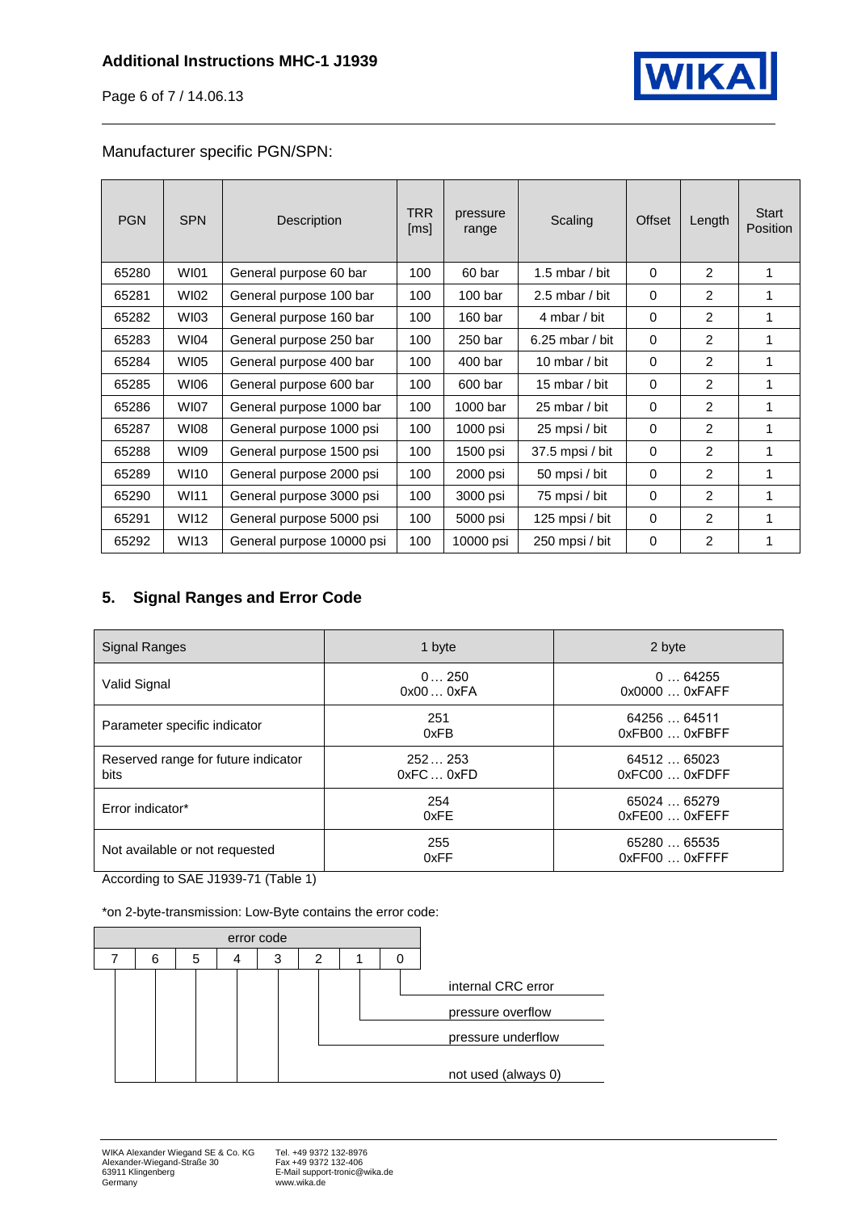Manufacturer specific PGN/SPN:

| PGN | SPN | Description | TRR [ms] | pressure range | Scaling | Offset | Length | Start Position |
|---|---|---|---|---|---|---|---|---|
| 65280 | WI01 | General purpose 60 bar | 100 | 60 bar | 1.5 mbar / bit | 0 | 2 | 1 |
| 65281 | WI02 | General purpose 100 bar | 100 | 100 bar | 2.5 mbar / bit | 0 | 2 | 1 |
| 65282 | WI03 | General purpose 160 bar | 100 | 160 bar | 4 mbar / bit | 0 | 2 | 1 |
| 65283 | WI04 | General purpose 250 bar | 100 | 250 bar | 6.25 mbar / bit | 0 | 2 | 1 |
| 65284 | WI05 | General purpose 400 bar | 100 | 400 bar | 10 mbar / bit | 0 | 2 | 1 |
| 65285 | WI06 | General purpose 600 bar | 100 | 600 bar | 15 mbar / bit | 0 | 2 | 1 |
| 65286 | WI07 | General purpose 1000 bar | 100 | 1000 bar | 25 mbar / bit | 0 | 2 | 1 |
| 65287 | WI08 | General purpose 1000 psi | 100 | 1000 psi | 25 mpsi / bit | 0 | 2 | 1 |
| 65288 | WI09 | General purpose 1500 psi | 100 | 1500 psi | 37.5 mpsi / bit | 0 | 2 | 1 |
| 65289 | WI10 | General purpose 2000 psi | 100 | 2000 psi | 50 mpsi / bit | 0 | 2 | 1 |
| 65290 | WI11 | General purpose 3000 psi | 100 | 3000 psi | 75 mpsi / bit | 0 | 2 | 1 |
| 65291 | WI12 | General purpose 5000 psi | 100 | 5000 psi | 125 mpsi / bit | 0 | 2 | 1 |
| 65292 | WI13 | General purpose 10000 psi | 100 | 10000 psi | 250 mpsi / bit | 0 | 2 | 1 |

## 5. Signal Ranges and Error Code

| Signal Ranges | 1 byte | 2 byte |
|---|---|---|
| Valid Signal | 0 … 250<br>0x00 … 0xFA | 0 … 64255<br>0x0000 … 0xFAFF |
| Parameter specific indicator | 251<br>0xFB | 64256 … 64511<br>0xFB00 … 0xFBFF |
| Reserved range for future indicator bits | 252 … 253<br>0xFC … 0xFD | 64512 … 65023<br>0xFC00 … 0xFDFF |
| Error indicator* | 254<br>0xFE | 65024 … 65279<br>0xFE00 … 0xFEFF |
| Not available or not requested | 255<br>0xFF | 65280 … 65535<br>0xFF00 … 0xFFFF |

According to SAE J1939-71 (Table 1)

*on 2-byte-transmission: Low-Byte contains the error code:

| error code | | | | | | | | |
|---|---|---|---|---|---|---|---|---|
| 7 | 6 | 5 | 4 | 3 | 2 | 1 | 0 | |

- Bit 0: internal CRC error
- Bit 1: pressure overflow
- Bit 2: pressure underflow
- Bits 3–7: not used (always 0)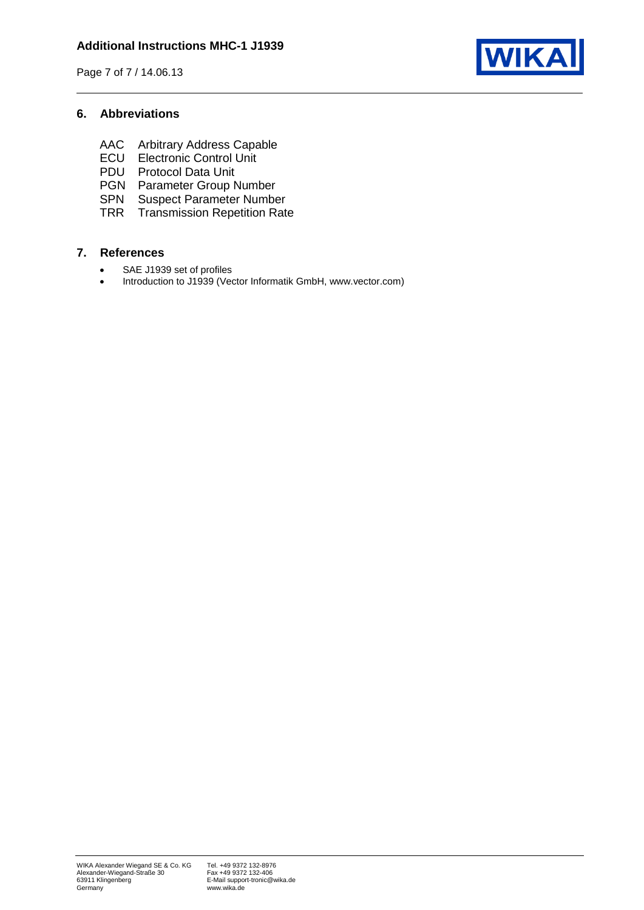## 6. Abbreviations

| | |
|---|---|
| AAC | Arbitrary Address Capable |
| ECU | Electronic Control Unit |
| PDU | Protocol Data Unit |
| PGN | Parameter Group Number |
| SPN | Suspect Parameter Number |
| TRR | Transmission Repetition Rate |

## 7. References

- SAE J1939 set of profiles
- Introduction to J1939 (Vector Informatik GmbH, www.vector.com)